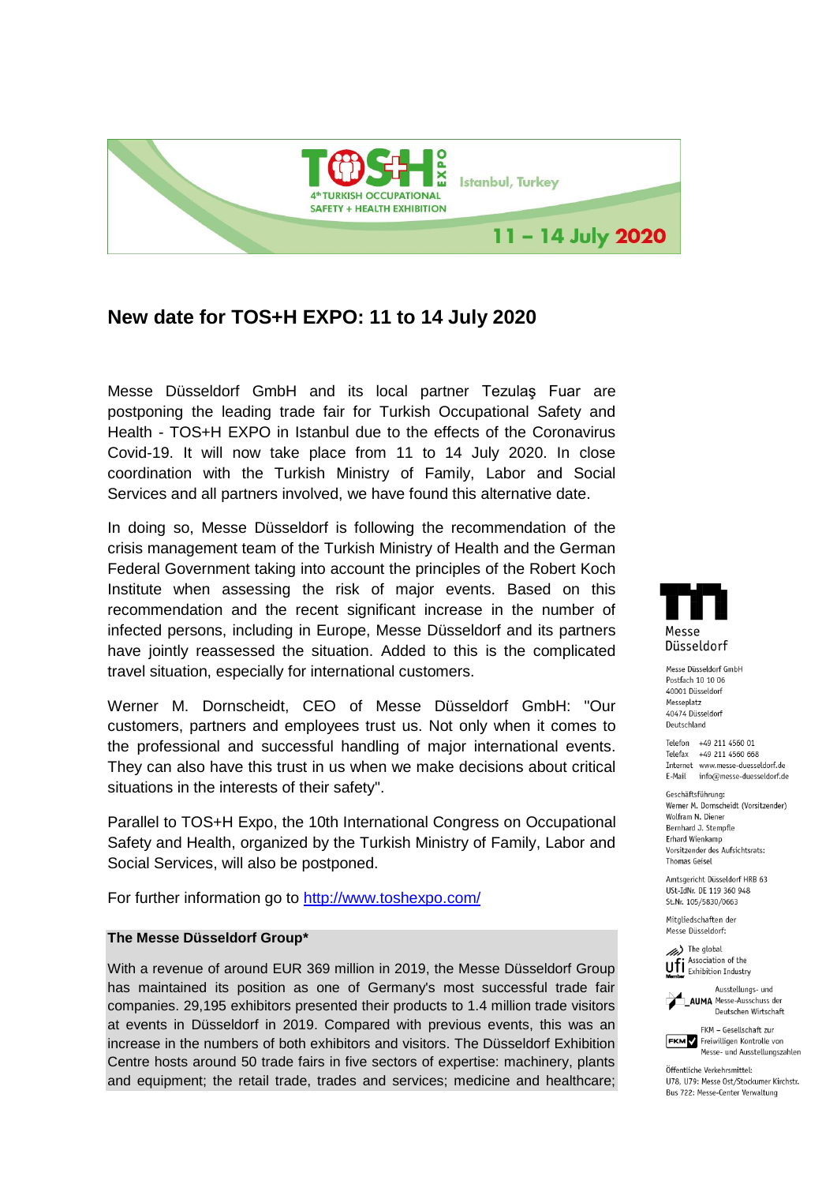# New date for TOS+H EXPO: 11 to 14 July 2020

Messe Düsseldorf GmbH and its local partner Tezulaş Fuar are postponing the leading trade fair for Turkish Occupational Safety and Health - TOS+H EXPO in Istanbul due to the effects of the Coronavirus Covid-19. It will now take place from 11 to 14 July 2020. In close coordination with the Turkish Ministry of Family, Labor and Social Services and all partners involved, we have found this alternative date.

In doing so, Messe Düsseldorf is following the recommendation of the crisis management team of the Turkish Ministry of Health and the German Federal Government taking into account the principles of the Robert Koch Institute when assessing the risk of major events. Based on this recommendation and the recent significant increase in the number of infected persons, including in Europe, Messe Düsseldorf and its partners have jointly reassessed the situation. Added to this is the complicated travel situation, especially for international customers.

Werner M. Dornscheidt, CEO of Messe Düsseldorf GmbH: "Our customers, partners and employees trust us. Not only when it comes to the professional and successful handling of major international events. They can also have this trust in us when we make decisions about critical situations in the interests of their safety".

Parallel to TOS+H Expo, the 10th International Congress on Occupational Safety and Health, organized by the Turkish Ministry of Family, Labor and Social Services, will also be postponed.

For further information go to [http://www.toshexpo.com/](http://www.toshexpo.com/)

**The Messe Düsseldorf Group***

With a revenue of around EUR 369 million in 2019, the Messe Düsseldorf Group has maintained its position as one of Germany's most successful trade fair companies. 29,195 exhibitors presented their products to 1.4 million trade visitors at events in Düsseldorf in 2019. Compared with previous events, this was an increase in the numbers of both exhibitors and visitors. The Düsseldorf Exhibition Centre hosts around 50 trade fairs in five sectors of expertise: machinery, plants and equipment; the retail trade, trades and services; medicine and healthcare;

Messe Düsseldorf

Messe Düsseldorf GmbH
Postfach 10 10 06
40001 Düsseldorf
Messeplatz
40474 Düsseldorf
Deutschland

Telefon +49 211 4560 01
Telefax +49 211 4560 668
Internet www.messe-duesseldorf.de
E-Mail info@messe-duesseldorf.de

Geschäftsführung:
Werner M. Dornscheidt (Vorsitzender)
Wolfram N. Diener
Bernhard J. Stempfle
Erhard Wienkamp
Vorsitzender des Aufsichtsrats:
Thomas Geisel

Amtsgericht Düsseldorf HRB 63
USt-IdNr. DE 119 360 948
St.Nr. 105/5830/0663

Mitgliedschaften der Messe Düsseldorf:

The global Association of the Exhibition Industry

Ausstellungs- und Messe-Ausschuss der Deutschen Wirtschaft

FKM – Gesellschaft zur Freiwilligen Kontrolle von Messe- und Ausstellungszahlen

Öffentliche Verkehrsmittel:
U78, U79: Messe Ost/Stockumer Kirchstr.
Bus 722: Messe-Center Verwaltung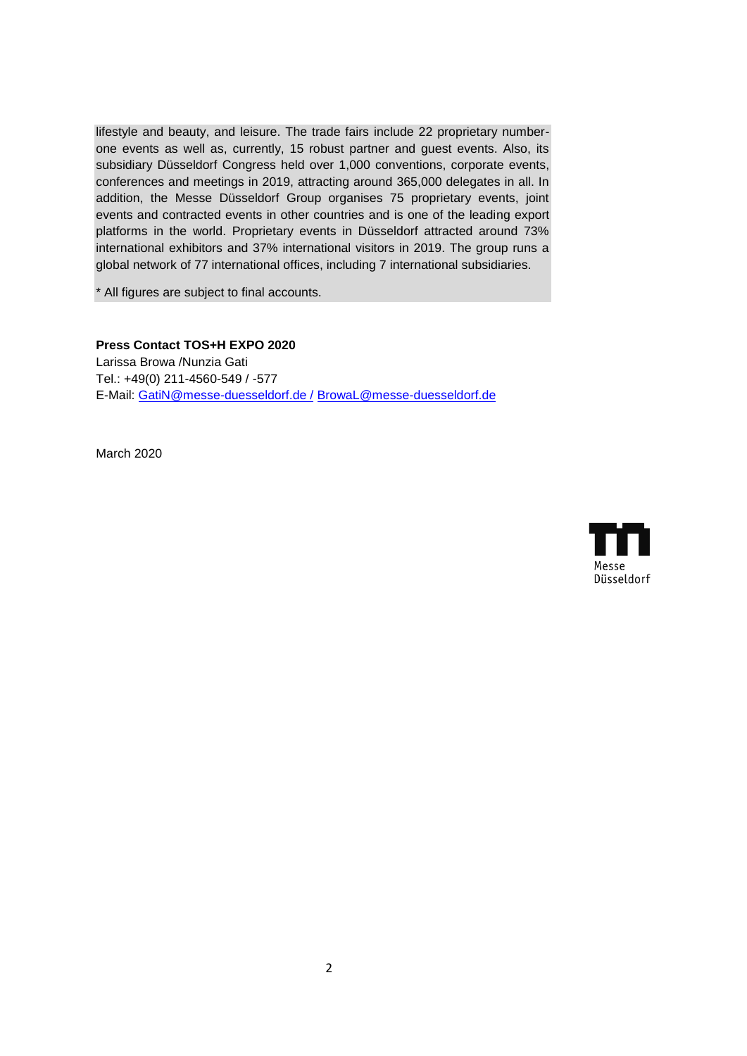lifestyle and beauty, and leisure. The trade fairs include 22 proprietary number-one events as well as, currently, 15 robust partner and guest events. Also, its subsidiary Düsseldorf Congress held over 1,000 conventions, corporate events, conferences and meetings in 2019, attracting around 365,000 delegates in all. In addition, the Messe Düsseldorf Group organises 75 proprietary events, joint events and contracted events in other countries and is one of the leading export platforms in the world. Proprietary events in Düsseldorf attracted around 73% international exhibitors and 37% international visitors in 2019. The group runs a global network of 77 international offices, including 7 international subsidiaries.

* All figures are subject to final accounts.

**Press Contact TOS+H EXPO 2020**
Larissa Browa /Nunzia Gati
Tel.: +49(0) 211-4560-549 / -577
E-Mail: GatiN@messe-duesseldorf.de / BrowaL@messe-duesseldorf.de

March 2020

Messe Düsseldorf